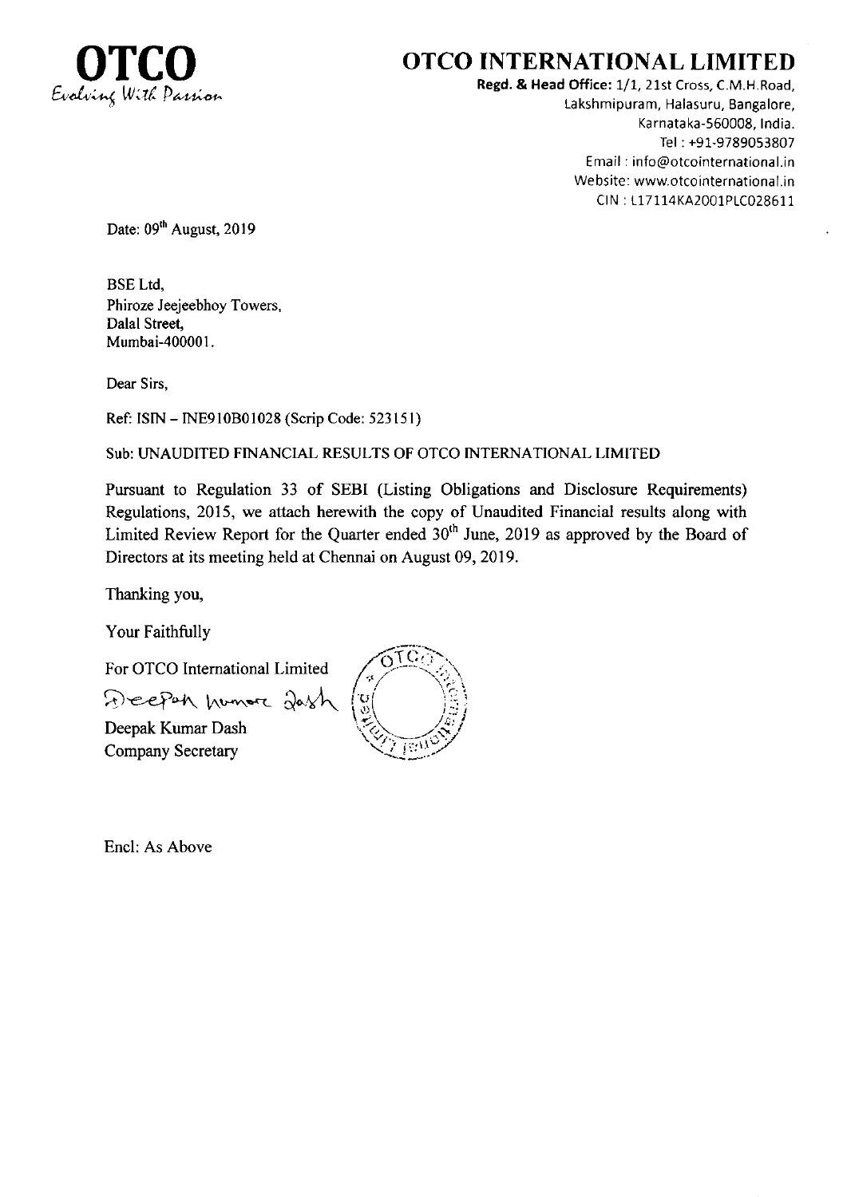**OTCO**
*Evolving With Passion*

# OTCO INTERNATIONAL LIMITED

**Regd. & Head Office:** 1/1, 21st Cross, C.M.H.Road,
Lakshmipuram, Halasuru, Bangalore,
Karnataka-560008, India.
Tel : +91-9789053807
Email : info@otcointernational.in
Website: www.otcointernational.in
CIN : L17114KA2001PLC028611

Date: 09th August, 2019

BSE Ltd,
Phiroze Jeejeebhoy Towers,
Dalal Street,
Mumbai-400001.

Dear Sirs,

Ref: ISIN – INE910B01028 (Scrip Code: 523151)

Sub: UNAUDITED FINANCIAL RESULTS OF OTCO INTERNATIONAL LIMITED

Pursuant to Regulation 33 of SEBI (Listing Obligations and Disclosure Requirements) Regulations, 2015, we attach herewith the copy of Unaudited Financial results along with Limited Review Report for the Quarter ended 30th June, 2019 as approved by the Board of Directors at its meeting held at Chennai on August 09, 2019.

Thanking you,

Your Faithfully

For OTCO International Limited

Deepak Kumar Dash
Company Secretary

Encl: As Above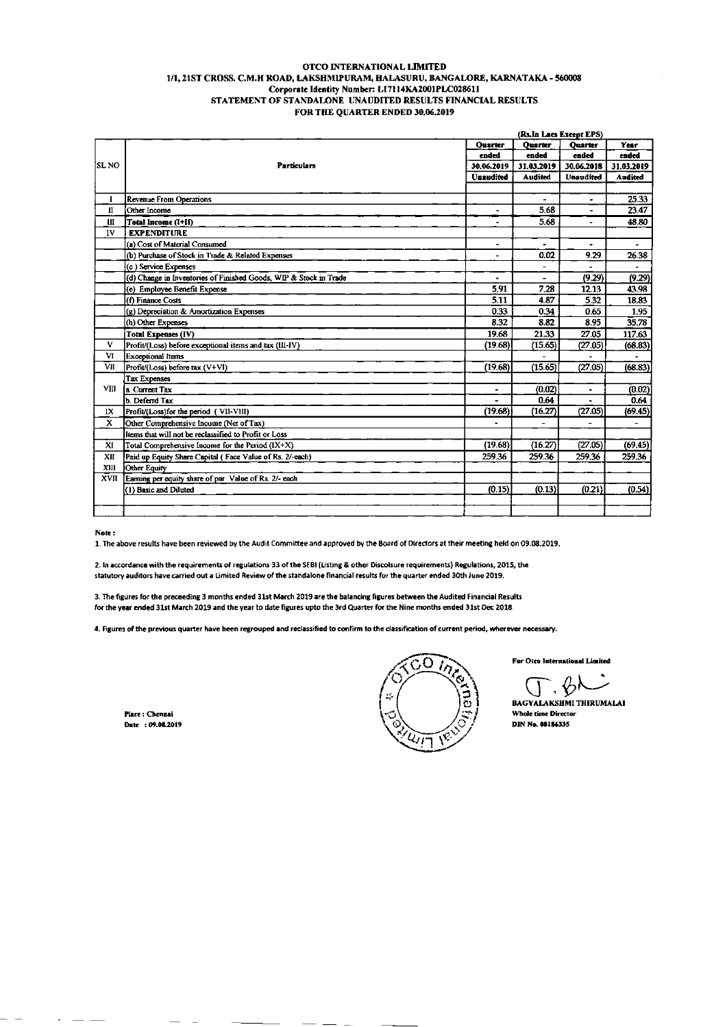**OTCO INTERNATIONAL LIMITED**
**1/1, 21ST CROSS. C.M.H ROAD, LAKSHMIPURAM, HALASURU, BANGALORE, KARNATAKA - 560008**
**Corporate Identity Number: L17114KA2001PLC028611**
**STATEMENT OF STANDALONE UNAUDITED RESULTS FINANCIAL RESULTS**
**FOR THE QUARTER ENDED 30.06.2019**

(Rs.In Lacs Except EPS)

| SL NO | Particulars | Quarter ended 30.06.2019 Unaudited | Quarter ended 31.03.2019 Audited | Quarter ended 30.06.2018 Unaudited | Year ended 31.03.2019 Audited |
|---|---|---|---|---|---|
| I | Revenue From Operations | | - | - | 25.33 |
| II | Other Income | - | 5.68 | - | 23.47 |
| III | Total Income (I+II) | - | 5.68 | - | 48.80 |
| IV | **EXPENDITURE** | | | | |
| | (a) Cost of Material Consumed | - | - | - | - |
| | (b) Purchase of Stock in Trade & Related Expenses | - | 0.02 | 9.29 | 26.38 |
| | (c ) Service Expenses | | - | - | - |
| | (d) Change in Inventories of Finished Goods, WIP & Stock in Trade | - | - | (9.29) | (9.29) |
| | (e) Employee Benefit Expense | 5.91 | 7.28 | 12.13 | 43.98 |
| | (f) Finance Costs | 5.11 | 4.87 | 5.32 | 18.83 |
| | (g) Depreciation & Amortization Expenses | 0.33 | 0.34 | 0.65 | 1.95 |
| | (h) Other Expenses | 8.32 | 8.82 | 8.95 | 35.78 |
| | Total Expenses (IV) | 19.68 | 21.33 | 27.05 | 117.63 |
| V | Profit/(Loss) before exceptional items and tax (III-IV) | (19.68) | (15.65) | (27.05) | (68.83) |
| VI | Exceptional Items | | - | - | - |
| VII | Profit/(Loss) before tax (V+VI) | (19.68) | (15.65) | (27.05) | (68.83) |
| VIII | Tax Expenses | | | | |
| | a. Current Tax | - | (0.02) | - | (0.02) |
| | b. Deferrd Tax | - | 0.64 | - | 0.64 |
| IX | Profit/(Loss)for the period ( VII-VIII) | (19.68) | (16.27) | (27.05) | (69.45) |
| X | Other Comprehensive Income (Net of Tax) | - | - | - | - |
| | Items that will not be reclassified to Profit or Loss | | | | |
| XI | Total Comprehensive Income for the Period (IX+X) | (19.68) | (16.27) | (27.05) | (69.45) |
| XII | Paid up Equity Share Capital ( Face Value of Rs. 2/-each) | 259.36 | 259.36 | 259.36 | 259.36 |
| XIII | Other Equity | | | | |
| XVII | Earning per equity share of par Value of Rs. 2/- each | | | | |
| | (1) Basic and Diluted | (0.15) | (0.13) | (0.21) | (0.54) |

**Note :**

1. The above results have been reviewed by the Audit Committee and approved by the Board of Directors at their meeting held on 09.08.2019.

2. In accordance with the requirements of regulations 33 of the SEBI (Listing & other Discolsure requirements) Regulations, 2015, the statutory auditors have carried out a Limited Review of the standalone financial results for the quarter ended 30th June 2019.

3. The figures for the preceeding 3 months ended 31st March 2019 are the balancing figures between the Audited Financial Results for the year ended 31st March 2019 and the year to date figures upto the 3rd Quarter for the Nine months ended 31st Dec 2018

4. Figures of the previous quarter have been regrouped and reclassified to confirm to the classification of current period, wherever necessary.

Place : Chennai
Date : 09.08.2019

For Otco International Limited

BAGYALAKSHMI THIRUMALAI
Whole time Director
DIN No. 08186335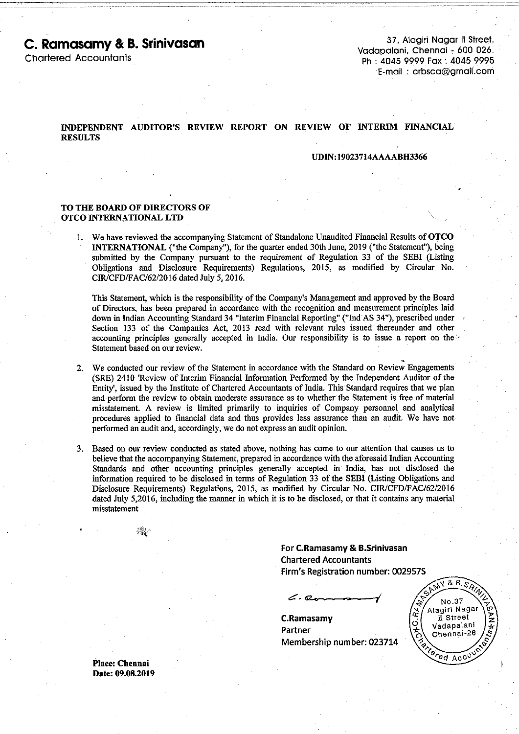**C. Ramasamy & B. Srinivasan**
Chartered Accountants

37, Alagiri Nagar II Street,
Vadapalani, Chennai - 600 026.
Ph : 4045 9999 Fax : 4045 9995
E-mail : crbsca@gmail.com

## INDEPENDENT AUDITOR'S REVIEW REPORT ON REVIEW OF INTERIM FINANCIAL RESULTS

**UDIN:19023714AAAABH3366**

**TO THE BOARD OF DIRECTORS OF**
**OTCO INTERNATIONAL LTD**

1. We have reviewed the accompanying Statement of Standalone Unaudited Financial Results of **OTCO INTERNATIONAL** ("the Company"), for the quarter ended 30th June, 2019 ("the Statement"), being submitted by the Company pursuant to the requirement of Regulation 33 of the SEBI (Listing Obligations and Disclosure Requirements) Regulations, 2015, as modified by Circular No. CIR/CFD/FAC/62/2016 dated July 5, 2016.

   This Statement, which is the responsibility of the Company's Management and approved by the Board of Directors, has been prepared in accordance with the recognition and measurement principles laid down in Indian Accounting Standard 34 "Interim Financial Reporting" ("Ind AS 34"), prescribed under Section 133 of the Companies Act, 2013 read with relevant rules issued thereunder and other accounting principles generally accepted in India. Our responsibility is to issue a report on the Statement based on our review.

2. We conducted our review of the Statement in accordance with the Standard on Review Engagements (SRE) 2410 'Review of Interim Financial Information Performed by the Independent Auditor of the Entity', issued by the Institute of Chartered Accountants of India. This Standard requires that we plan and perform the review to obtain moderate assurance as to whether the Statement is free of material misstatement. A review is limited primarily to inquiries of Company personnel and analytical procedures applied to financial data and thus provides less assurance than an audit. We have not performed an audit and, accordingly, we do not express an audit opinion.

3. Based on our review conducted as stated above, nothing has come to our attention that causes us to believe that the accompanying Statement, prepared in accordance with the aforesaid Indian Accounting Standards and other accounting principles generally accepted in India, has not disclosed the information required to be disclosed in terms of Regulation 33 of the SEBI (Listing Obligations and Disclosure Requirements) Regulations, 2015, as modified by Circular No. CIR/CFD/FAC/62/2016 dated July 5,2016, including the manner in which it is to be disclosed, or that it contains any material misstatement

For **C.Ramasamy & B.Srinivasan**
Chartered Accountants
Firm's Registration number: 002957S

**C.Ramasamy**
Partner
Membership number: 023714

**Place: Chennai**
**Date: 09.08.2019**